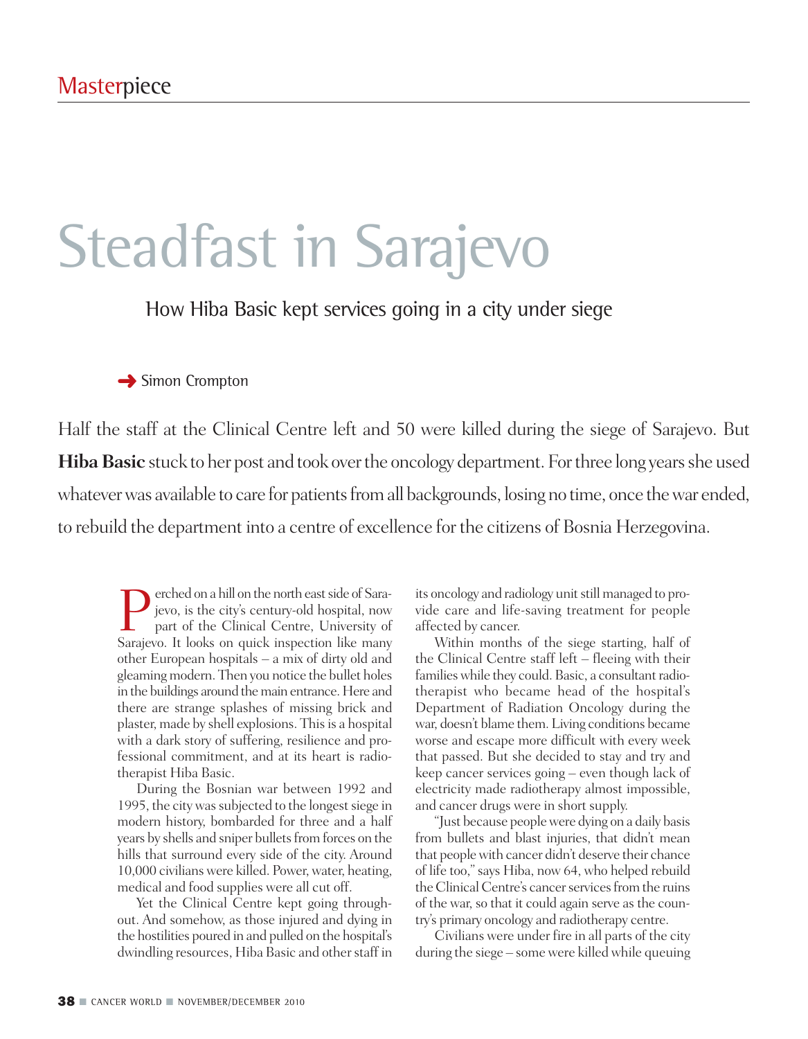Masterpiece

# Steadfast in Sarajevo

## How Hiba Basic kept services going in a city under siege

Simon Crompton

Half the staff at the Clinical Centre left and 50 were killed during the siege of Sarajevo. But **Hiba Basic** stuck to her post and took over the oncology department. For three long years she used whatever was available to care for patients from all backgrounds, losing no time, once the war ended, to rebuild the department into a centre of excellence for the citizens of Bosnia Herzegovina.

Perched on a hill on the north east side of Sarajevo, is the city's century-old hospital, now part of the Clinical Centre, University of Sarajevo. It looks on quick inspection like many other European hospitals – a mix of dirty old and gleaming modern. Then you notice the bullet holes in the buildings around the main entrance. Here and there are strange splashes of missing brick and plaster, made by shell explosions. This is a hospital with a dark story of suffering, resilience and professional commitment, and at its heart is radiotherapist Hiba Basic.

During the Bosnian war between 1992 and 1995, the city was subjected to the longest siege in modern history, bombarded for three and a half years by shells and sniper bullets from forces on the hills that surround every side of the city. Around 10,000 civilians were killed. Power, water, heating, medical and food supplies were all cut off.

Yet the Clinical Centre kept going throughout. And somehow, as those injured and dying in the hostilities poured in and pulled on the hospital's dwindling resources, Hiba Basic and other staff in its oncology and radiology unit still managed to provide care and life-saving treatment for people affected by cancer.

Within months of the siege starting, half of the Clinical Centre staff left – fleeing with their families while they could. Basic, a consultant radiotherapist who became head of the hospital's Department of Radiation Oncology during the war, doesn't blame them. Living conditions became worse and escape more difficult with every week that passed. But she decided to stay and try and keep cancer services going – even though lack of electricity made radiotherapy almost impossible, and cancer drugs were in short supply.

"Just because people were dying on a daily basis from bullets and blast injuries, that didn't mean that people with cancer didn't deserve their chance of life too," says Hiba, now 64, who helped rebuild the Clinical Centre's cancer services from the ruins of the war, so that it could again serve as the country's primary oncology and radiotherapy centre.

Civilians were under fire in all parts of the city during the siege – some were killed while queuing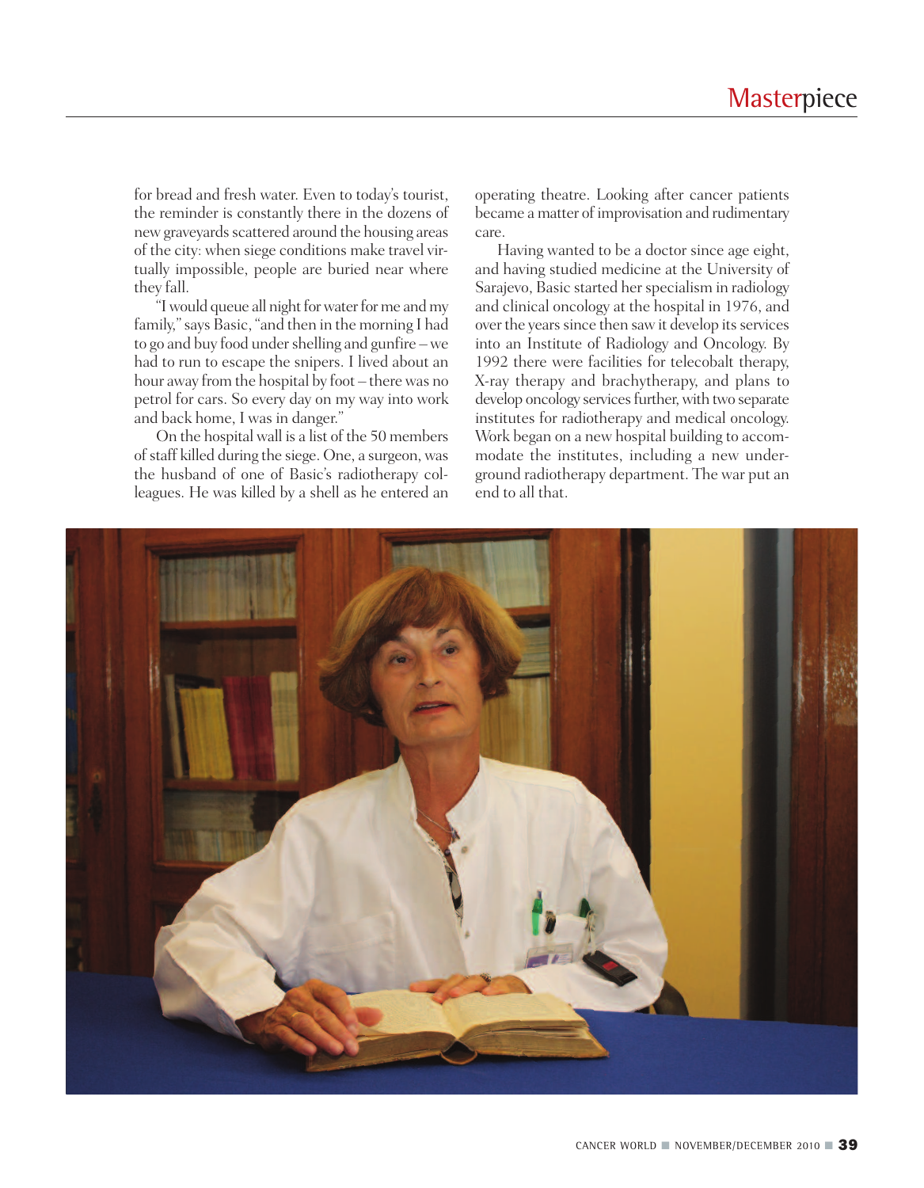for bread and fresh water. Even to today's tourist, the reminder is constantly there in the dozens of new graveyards scattered around the housing areas of the city: when siege conditions make travel virtually impossible, people are buried near where they fall.

"I would queue all night for water for me and my family," says Basic, "and then in the morning I had to go and buy food under shelling and gunfire – we had to run to escape the snipers. I lived about an hour away from the hospital by foot – there was no petrol for cars. So every day on my way into work and back home, I was in danger."

On the hospital wall is a list of the 50 members of staff killed during the siege. One, a surgeon, was the husband of one of Basic's radiotherapy colleagues. He was killed by a shell as he entered an operating theatre. Looking after cancer patients became a matter of improvisation and rudimentary care.

Having wanted to be a doctor since age eight, and having studied medicine at the University of Sarajevo, Basic started her specialism in radiology and clinical oncology at the hospital in 1976, and over the years since then saw it develop its services into an Institute of Radiology and Oncology. By 1992 there were facilities for telecobalt therapy, X-ray therapy and brachytherapy, and plans to develop oncology services further, with two separate institutes for radiotherapy and medical oncology. Work began on a new hospital building to accommodate the institutes, including a new underground radiotherapy department. The war put an end to all that.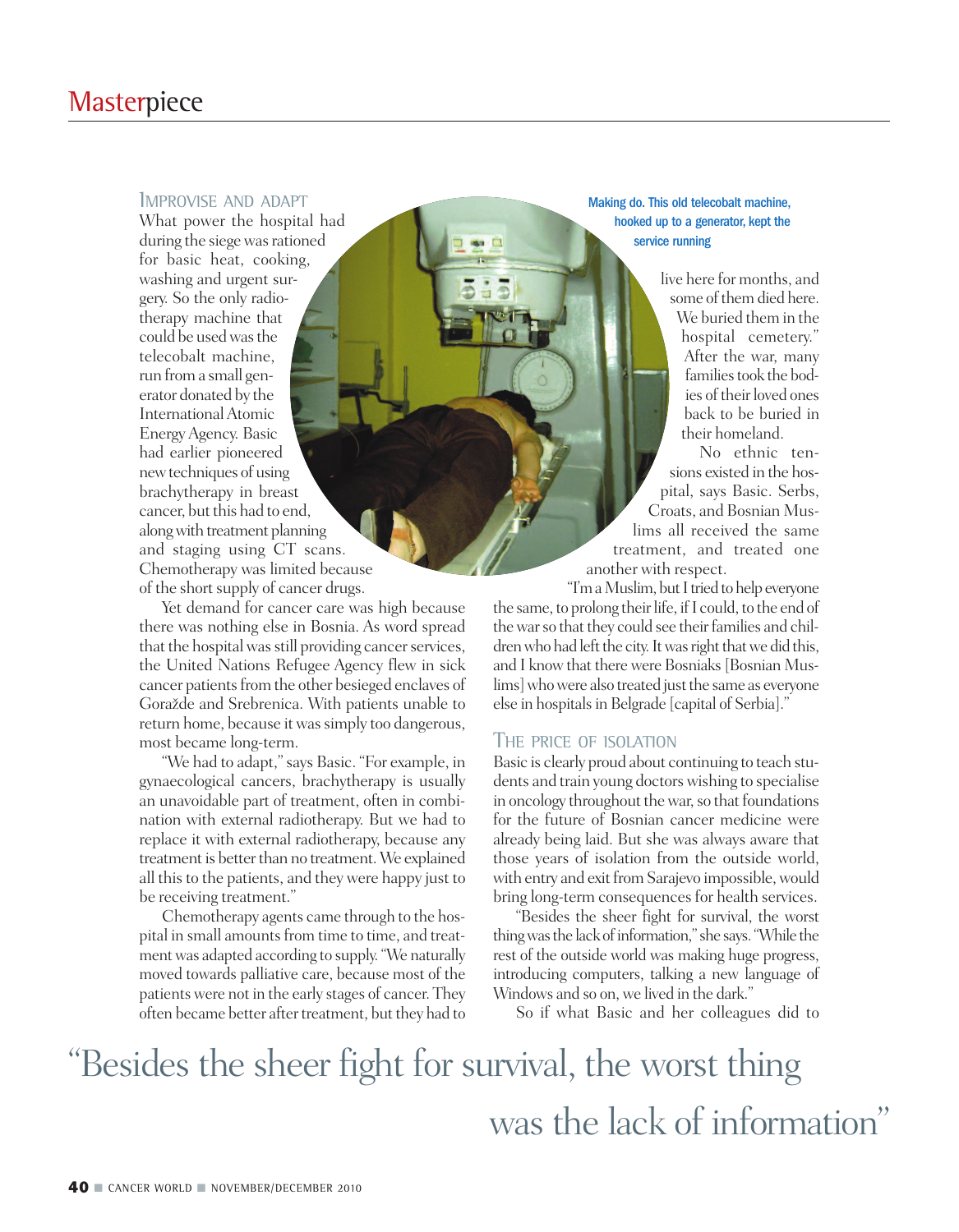## Improvise and adapt

What power the hospital had during the siege was rationed for basic heat, cooking, washing and urgent surgery. So the only radiotherapy machine that could be used was the telecobalt machine, run from a small generator donated by the International Atomic Energy Agency. Basic had earlier pioneered new techniques of using brachytherapy in breast cancer, but this had to end, along with treatment planning and staging using CT scans. Chemotherapy was limited because of the short supply of cancer drugs.

Yet demand for cancer care was high because there was nothing else in Bosnia. As word spread that the hospital was still providing cancer services, the United Nations Refugee Agency flew in sick cancer patients from the other besieged enclaves of Goražde and Srebrenica. With patients unable to return home, because it was simply too dangerous, most became long-term.

"We had to adapt," says Basic. "For example, in gynaecological cancers, brachytherapy is usually an unavoidable part of treatment, often in combination with external radiotherapy. But we had to replace it with external radiotherapy, because any treatment is better than no treatment. We explained all this to the patients, and they were happy just to be receiving treatment."

Chemotherapy agents came through to the hospital in small amounts from time to time, and treatment was adapted according to supply. "We naturally moved towards palliative care, because most of the patients were not in the early stages of cancer. They often became better after treatment, but they had to live here for months, and some of them died here. We buried them in the hospital cemetery." After the war, many families took the bodies of their loved ones back to be buried in their homeland.

Making do. This old telecobalt machine, hooked up to a generator, kept the service running

No ethnic tensions existed in the hospital, says Basic. Serbs, Croats, and Bosnian Muslims all received the same treatment, and treated one another with respect.

"I'm a Muslim, but I tried to help everyone the same, to prolong their life, if I could, to the end of the war so that they could see their families and children who had left the city. It was right that we did this, and I know that there were Bosniaks [Bosnian Muslims] who were also treated just the same as everyone else in hospitals in Belgrade [capital of Serbia]."

## The price of isolation

Basic is clearly proud about continuing to teach students and train young doctors wishing to specialise in oncology throughout the war, so that foundations for the future of Bosnian cancer medicine were already being laid. But she was always aware that those years of isolation from the outside world, with entry and exit from Sarajevo impossible, would bring long-term consequences for health services.

"Besides the sheer fight for survival, the worst thing was the lack of information," she says. "While the rest of the outside world was making huge progress, introducing computers, talking a new language of Windows and so on, we lived in the dark."

So if what Basic and her colleagues did to

"Besides the sheer fight for survival, the worst thing was the lack of information"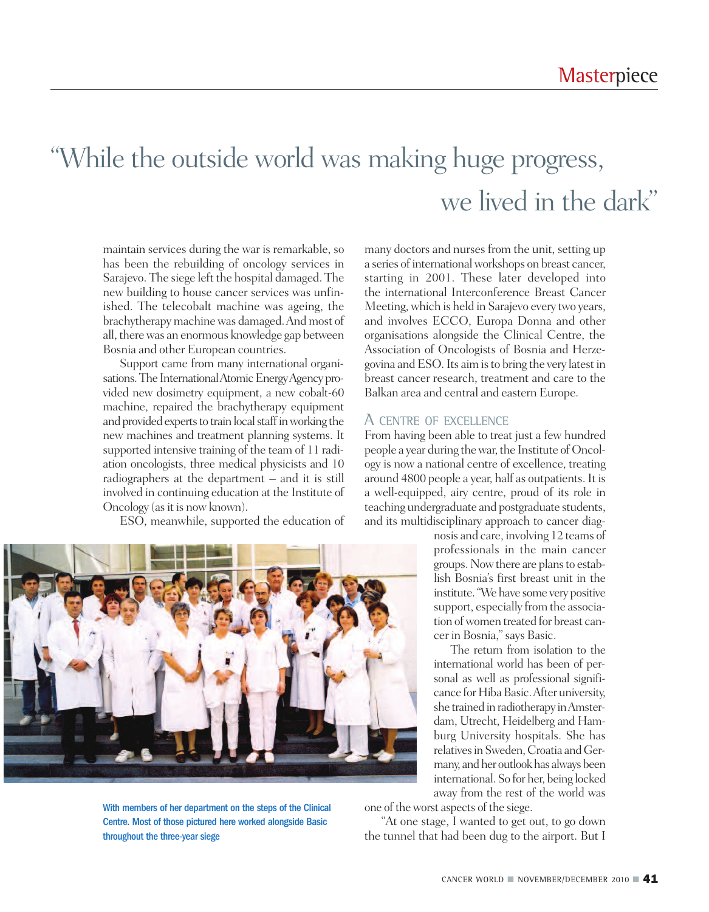# "While the outside world was making huge progress, we lived in the dark"

maintain services during the war is remarkable, so has been the rebuilding of oncology services in Sarajevo. The siege left the hospital damaged. The new building to house cancer services was unfinished. The telecobalt machine was ageing, the brachytherapy machine was damaged. And most of all, there was an enormous knowledge gap between Bosnia and other European countries.

Support came from many international organisations. The International Atomic Energy Agency provided new dosimetry equipment, a new cobalt-60 machine, repaired the brachytherapy equipment and provided experts to train local staff in working the new machines and treatment planning systems. It supported intensive training of the team of 11 radiation oncologists, three medical physicists and 10 radiographers at the department – and it is still involved in continuing education at the Institute of Oncology (as it is now known).

ESO, meanwhile, supported the education of many doctors and nurses from the unit, setting up a series of international workshops on breast cancer, starting in 2001. These later developed into the international Interconference Breast Cancer Meeting, which is held in Sarajevo every two years, and involves ECCO, Europa Donna and other organisations alongside the Clinical Centre, the Association of Oncologists of Bosnia and Herzegovina and ESO. Its aim is to bring the very latest in breast cancer research, treatment and care to the Balkan area and central and eastern Europe.

## A CENTRE OF EXCELLENCE

From having been able to treat just a few hundred people a year during the war, the Institute of Oncology is now a national centre of excellence, treating around 4800 people a year, half as outpatients. It is a well-equipped, airy centre, proud of its role in teaching undergraduate and postgraduate students, and its multidisciplinary approach to cancer diagnosis and care, involving 12 teams of professionals in the main cancer groups. Now there are plans to establish Bosnia's first breast unit in the institute. "We have some very positive support, especially from the association of women treated for breast cancer in Bosnia," says Basic.

The return from isolation to the international world has been of personal as well as professional significance for Hiba Basic. After university, she trained in radiotherapy in Amsterdam, Utrecht, Heidelberg and Hamburg University hospitals. She has relatives in Sweden, Croatia and Germany, and her outlook has always been international. So for her, being locked away from the rest of the world was one of the worst aspects of the siege.

"At one stage, I wanted to get out, to go down the tunnel that had been dug to the airport. But I

With members of her department on the steps of the Clinical Centre. Most of those pictured here worked alongside Basic throughout the three-year siege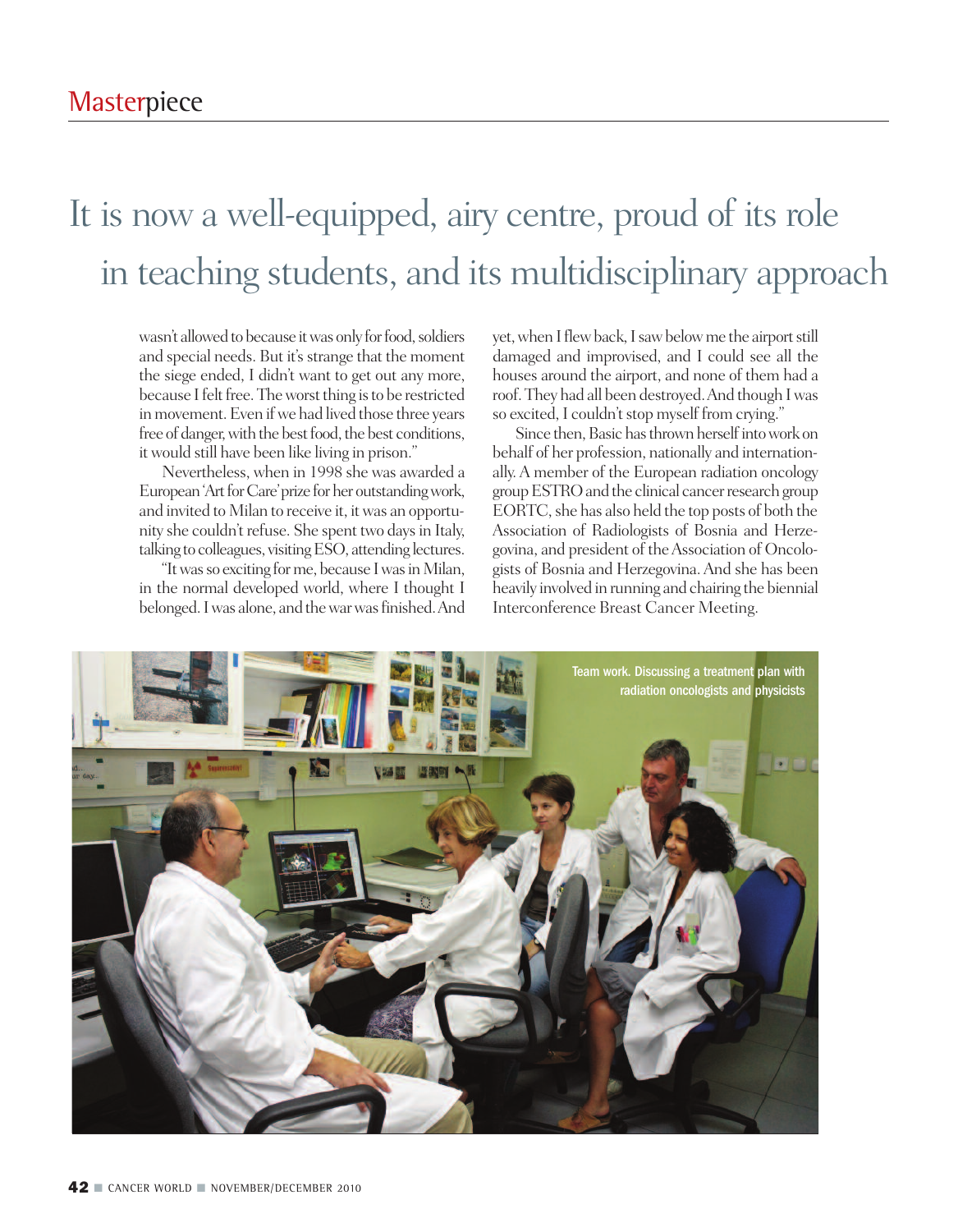# It is now a well-equipped, airy centre, proud of its role in teaching students, and its multidisciplinary approach

wasn't allowed to because it was only for food, soldiers and special needs. But it's strange that the moment the siege ended, I didn't want to get out any more, because I felt free. The worst thing is to be restricted in movement. Even if we had lived those three years free of danger, with the best food, the best conditions, it would still have been like living in prison."

Nevertheless, when in 1998 she was awarded a European 'Art for Care' prize for her outstanding work, and invited to Milan to receive it, it was an opportunity she couldn't refuse. She spent two days in Italy, talking to colleagues, visiting ESO, attending lectures.

"It was so exciting for me, because I was in Milan, in the normal developed world, where I thought I belonged. I was alone, and the war was finished. And yet, when I flew back, I saw below me the airport still damaged and improvised, and I could see all the houses around the airport, and none of them had a roof. They had all been destroyed. And though I was so excited, I couldn't stop myself from crying."

Since then, Basic has thrown herself into work on behalf of her profession, nationally and internationally. A member of the European radiation oncology group ESTRO and the clinical cancer research group EORTC, she has also held the top posts of both the Association of Radiologists of Bosnia and Herzegovina, and president of the Association of Oncologists of Bosnia and Herzegovina. And she has been heavily involved in running and chairing the biennial Interconference Breast Cancer Meeting.

Team work. Discussing a treatment plan with radiation oncologists and physicists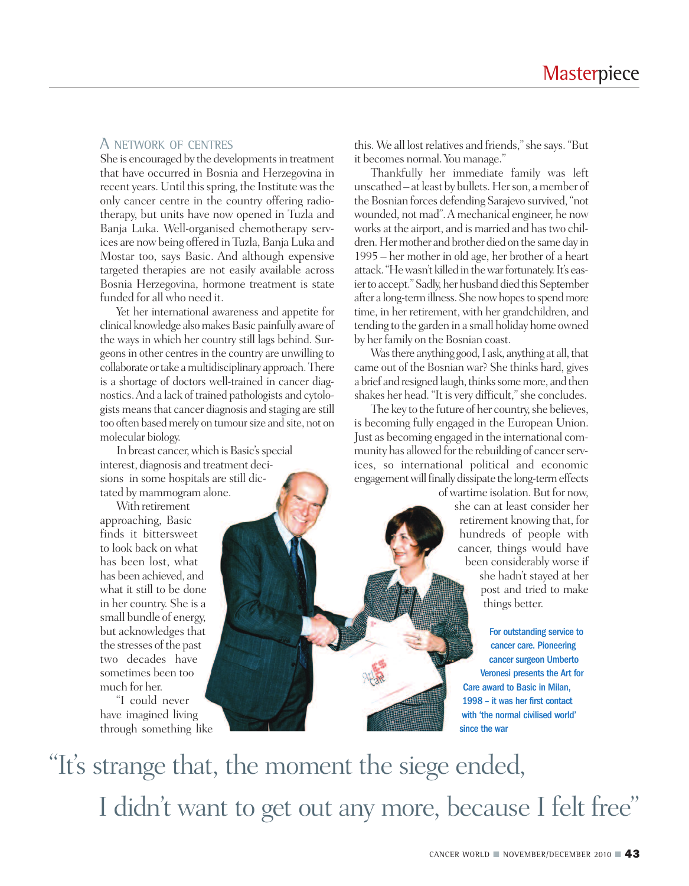## A NETWORK OF CENTRES

She is encouraged by the developments in treatment that have occurred in Bosnia and Herzegovina in recent years. Until this spring, the Institute was the only cancer centre in the country offering radiotherapy, but units have now opened in Tuzla and Banja Luka. Well-organised chemotherapy services are now being offered in Tuzla, Banja Luka and Mostar too, says Basic. And although expensive targeted therapies are not easily available across Bosnia Herzegovina, hormone treatment is state funded for all who need it.

Yet her international awareness and appetite for clinical knowledge also makes Basic painfully aware of the ways in which her country still lags behind. Surgeons in other centres in the country are unwilling to collaborate or take a multidisciplinary approach. There is a shortage of doctors well-trained in cancer diagnostics. And a lack of trained pathologists and cytologists means that cancer diagnosis and staging are still too often based merely on tumour size and site, not on molecular biology.

In breast cancer, which is Basic's special interest, diagnosis and treatment decisions in some hospitals are still dictated by mammogram alone.

With retirement approaching, Basic finds it bittersweet to look back on what has been lost, what has been achieved, and what it still to be done in her country. She is a small bundle of energy, but acknowledges that the stresses of the past two decades have sometimes been too much for her.

"I could never have imagined living through something like this. We all lost relatives and friends," she says. "But it becomes normal. You manage."

Thankfully her immediate family was left unscathed – at least by bullets. Her son, a member of the Bosnian forces defending Sarajevo survived, "not wounded, not mad". A mechanical engineer, he now works at the airport, and is married and has two children. Her mother and brother died on the same day in 1995 – her mother in old age, her brother of a heart attack. "He wasn't killed in the war fortunately. It's easier to accept." Sadly, her husband died this September after a long-term illness. She now hopes to spend more time, in her retirement, with her grandchildren, and tending to the garden in a small holiday home owned by her family on the Bosnian coast.

Was there anything good, I ask, anything at all, that came out of the Bosnian war? She thinks hard, gives a brief and resigned laugh, thinks some more, and then shakes her head. "It is very difficult," she concludes.

The key to the future of her country, she believes, is becoming fully engaged in the European Union. Just as becoming engaged in the international community has allowed for the rebuilding of cancer services, so international political and economic engagement will finally dissipate the long-term effects of wartime isolation. But for now, she can at least consider her retirement knowing that, for hundreds of people with cancer, things would have been considerably worse if she hadn't stayed at her post and tried to make things better.

For outstanding service to cancer care. Pioneering cancer surgeon Umberto Veronesi presents the Art for Care award to Basic in Milan, 1998 – it was her first contact with 'the normal civilised world' since the war

"It's strange that, the moment the siege ended, I didn't want to get out any more, because I felt free"